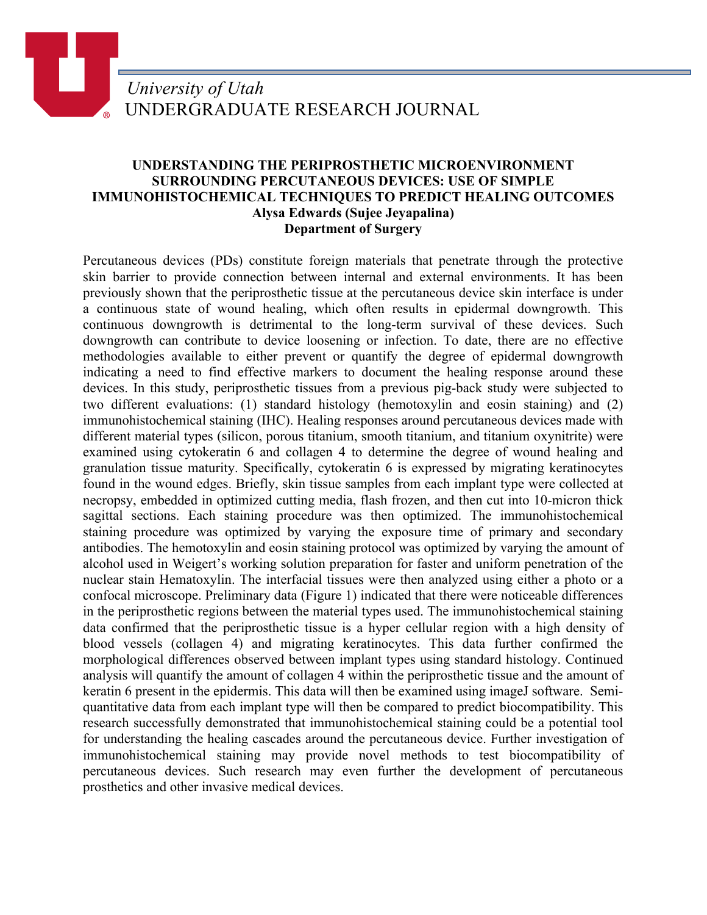*University of Utah*
UNDERGRADUATE RESEARCH JOURNAL

# UNDERSTANDING THE PERIPROSTHETIC MICROENVIRONMENT SURROUNDING PERCUTANEOUS DEVICES: USE OF SIMPLE IMMUNOHISTOCHEMICAL TECHNIQUES TO PREDICT HEALING OUTCOMES

**Alysa Edwards (Sujee Jeyapalina)**
**Department of Surgery**

Percutaneous devices (PDs) constitute foreign materials that penetrate through the protective skin barrier to provide connection between internal and external environments. It has been previously shown that the periprosthetic tissue at the percutaneous device skin interface is under a continuous state of wound healing, which often results in epidermal downgrowth. This continuous downgrowth is detrimental to the long-term survival of these devices. Such downgrowth can contribute to device loosening or infection. To date, there are no effective methodologies available to either prevent or quantify the degree of epidermal downgrowth indicating a need to find effective markers to document the healing response around these devices. In this study, periprosthetic tissues from a previous pig-back study were subjected to two different evaluations: (1) standard histology (hemotoxylin and eosin staining) and (2) immunohistochemical staining (IHC). Healing responses around percutaneous devices made with different material types (silicon, porous titanium, smooth titanium, and titanium oxynitrite) were examined using cytokeratin 6 and collagen 4 to determine the degree of wound healing and granulation tissue maturity. Specifically, cytokeratin 6 is expressed by migrating keratinocytes found in the wound edges. Briefly, skin tissue samples from each implant type were collected at necropsy, embedded in optimized cutting media, flash frozen, and then cut into 10-micron thick sagittal sections. Each staining procedure was then optimized. The immunohistochemical staining procedure was optimized by varying the exposure time of primary and secondary antibodies. The hemotoxylin and eosin staining protocol was optimized by varying the amount of alcohol used in Weigert's working solution preparation for faster and uniform penetration of the nuclear stain Hematoxylin. The interfacial tissues were then analyzed using either a photo or a confocal microscope. Preliminary data (Figure 1) indicated that there were noticeable differences in the periprosthetic regions between the material types used. The immunohistochemical staining data confirmed that the periprosthetic tissue is a hyper cellular region with a high density of blood vessels (collagen 4) and migrating keratinocytes. This data further confirmed the morphological differences observed between implant types using standard histology. Continued analysis will quantify the amount of collagen 4 within the periprosthetic tissue and the amount of keratin 6 present in the epidermis. This data will then be examined using imageJ software. Semi-quantitative data from each implant type will then be compared to predict biocompatibility. This research successfully demonstrated that immunohistochemical staining could be a potential tool for understanding the healing cascades around the percutaneous device. Further investigation of immunohistochemical staining may provide novel methods to test biocompatibility of percutaneous devices. Such research may even further the development of percutaneous prosthetics and other invasive medical devices.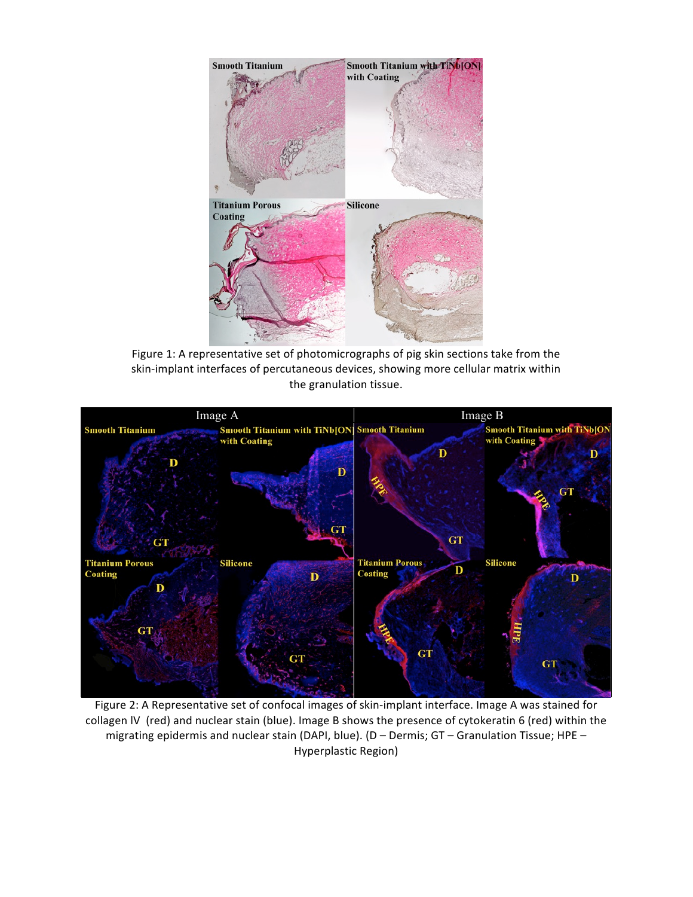Figure 1: A representative set of photomicrographs of pig skin sections take from the skin-implant interfaces of percutaneous devices, showing more cellular matrix within the granulation tissue.

Figure 2: A Representative set of confocal images of skin-implant interface. Image A was stained for collagen lV (red) and nuclear stain (blue). Image B shows the presence of cytokeratin 6 (red) within the migrating epidermis and nuclear stain (DAPI, blue). (D – Dermis; GT – Granulation Tissue; HPE – Hyperplastic Region)